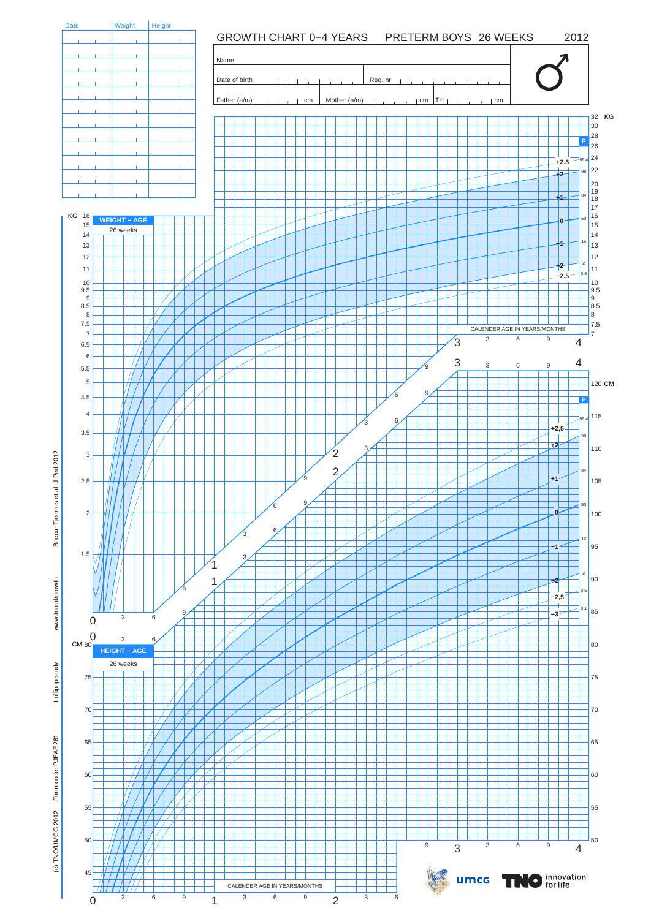# GROWTH CHART 0–4 YEARS PRETERM BOYS 26 WEEKS 2012

| Date | Weight | Height |
|---|---|---|
| | | |
| | | |
| | | |
| | | |
| | | |
| | | |
| | | |
| | | |
| | | |
| | | |
| | | |
| | | |

Name

Date of birth

Reg. nr

Father (a/m) cm

Mother (a/m) cm

TH cm

♂

**WEIGHT – AGE**

26 weeks

KG

**HEIGHT – AGE**

26 weeks

CM

CALENDER AGE IN YEARS/MONTHS

P

+2.5, +2, +1, 0, −1, −2, −2.5

99.4, 98, 84, 50, 16, 2, 0.6

+2,5, +2, +1, 0, −1, −2, −2,5, −3

99.4, 98, 84, 50, 16, 2, 0.6, 0.1

Bocca−Tjeertes et al, J Ped 2012

www.tno.nl/growth

Lollipop study

Form code: PJEAE261

(c) TNO/UMCG 2012

umcg

TNO innovation for life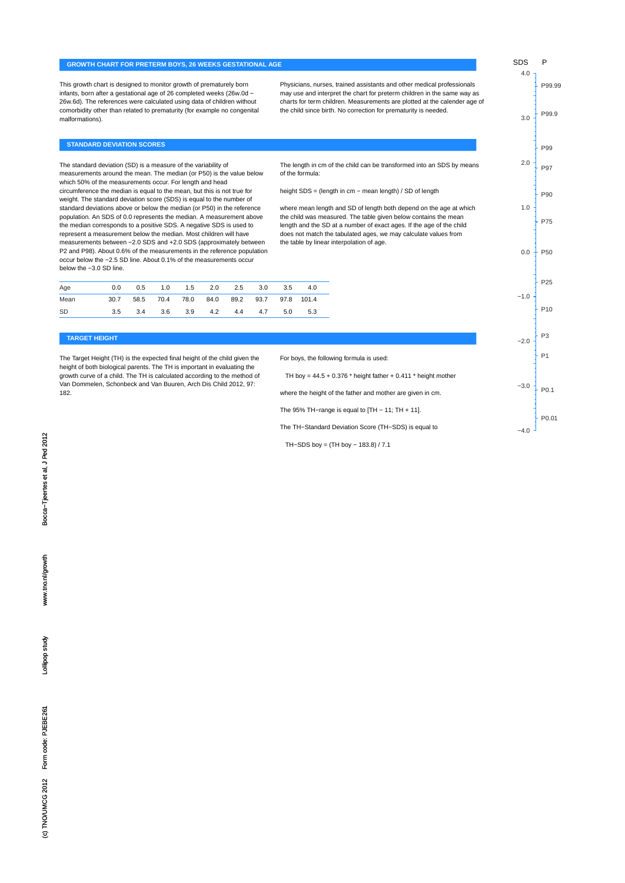## GROWTH CHART FOR PRETERM BOYS, 26 WEEKS GESTATIONAL AGE

This growth chart is designed to monitor growth of prematurely born infants, born after a gestational age of 26 completed weeks (26w.0d − 26w.6d). The references were calculated using data of children without comorbidity other than related to prematurity (for example no congenital malformations).

Physicians, nurses, trained assistants and other medical professionals may use and interpret the chart for preterm children in the same way as charts for term children. Measurements are plotted at the calender age of the child since birth. No correction for prematurity is needed.

## STANDARD DEVIATION SCORES

The standard deviation (SD) is a measure of the variability of measurements around the mean. The median (or P50) is the value below which 50% of the measurements occur. For length and head circumference the median is equal to the mean, but this is not true for weight. The standard deviation score (SDS) is equal to the number of standard deviations above or below the median (or P50) in the reference population. An SDS of 0.0 represents the median. A measurement above the median corresponds to a positive SDS. A negative SDS is used to represent a measurement below the median. Most children will have measurements between −2.0 SDS and +2.0 SDS (approximately between P2 and P98). About 0.6% of the measurements in the reference population occur below the −2.5 SD line. About 0.1% of the measurements occur below the −3.0 SD line.

| Age | 0.0 | 0.5 | 1.0 | 1.5 | 2.0 | 2.5 | 3.0 | 3.5 | 4.0 |
|---|---|---|---|---|---|---|---|---|---|
| Mean | 30.7 | 58.5 | 70.4 | 78.0 | 84.0 | 89.2 | 93.7 | 97.8 | 101.4 |
| SD | 3.5 | 3.4 | 3.6 | 3.9 | 4.2 | 4.4 | 4.7 | 5.0 | 5.3 |

The length in cm of the child can be transformed into an SDS by means of the formula:

height SDS = (length in cm − mean length) / SD of length

where mean length and SD of length both depend on the age at which the child was measured. The table given below contains the mean length and the SD at a number of exact ages. If the age of the child does not match the tabulated ages, we may calculate values from the table by linear interpolation of age.

## TARGET HEIGHT

The Target Height (TH) is the expected final height of the child given the height of both biological parents. The TH is important in evaluating the growth curve of a child. The TH is calculated according to the method of Van Dommelen, Schonbeck and Van Buuren, Arch Dis Child 2012, 97: 182.

For boys, the following formula is used:

TH boy = 44.5 + 0.376 * height father + 0.411 * height mother

where the height of the father and mother are given in cm.

The 95% TH−range is equal to [TH − 11; TH + 11].

The TH−Standard Deviation Score (TH−SDS) is equal to

TH−SDS boy = (TH boy − 183.8) / 7.1

SDS P

4.0 3.0 2.0 1.0 0.0 −1.0 −2.0 −3.0 −4.0

P99.99 P99.9 P99 P97 P90 P75 P50 P25 P10 P3 P1 P0.1 P0.01

(c) TNO/UMCG 2012 Form code: PJEBE261 Lollipop study www.tno.nl/growth Bocca−Tjeertes et al, J Ped 2012